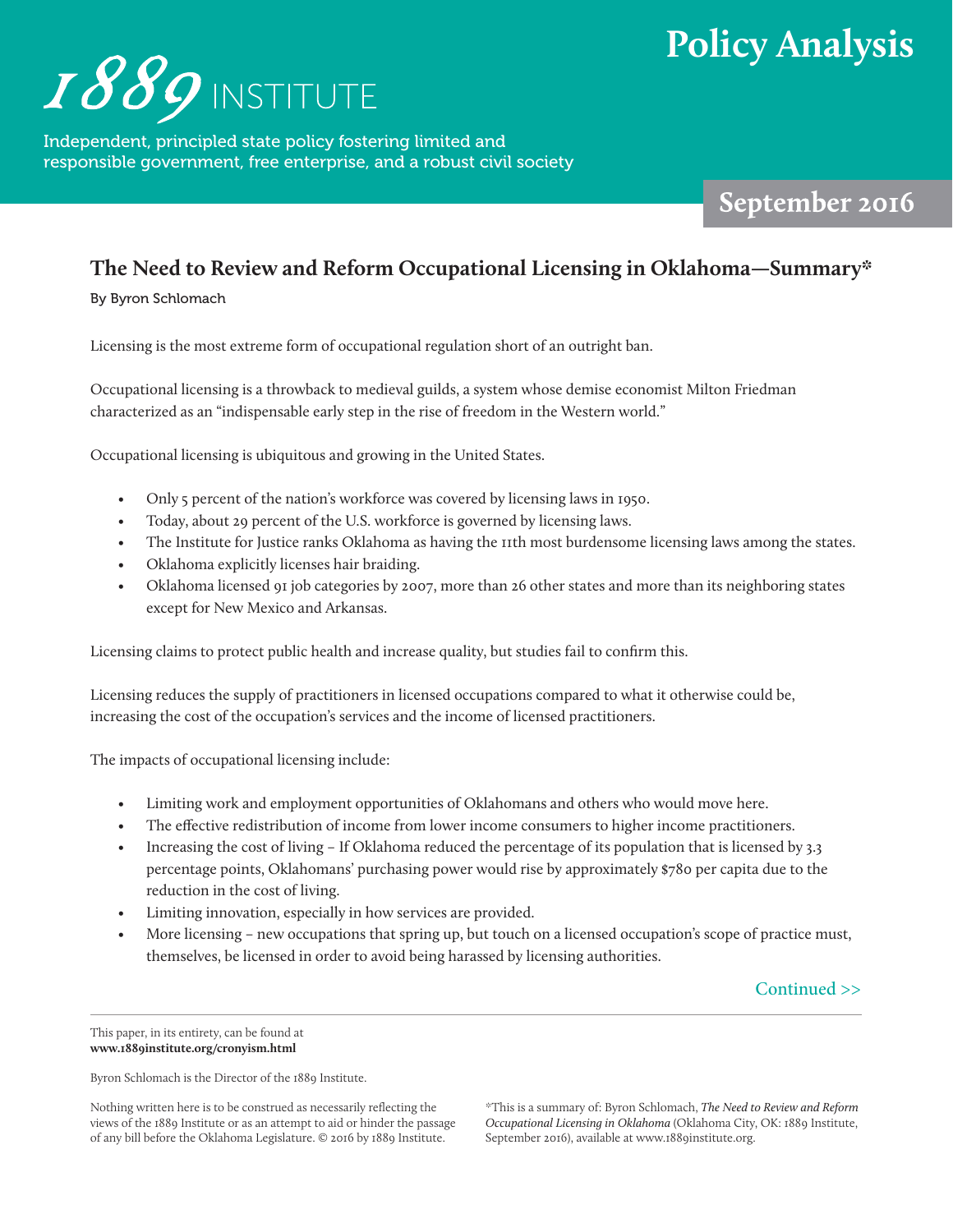# 1889 INSTITUTE

Independent, principled state policy fostering limited and responsible government, free enterprise, and a robust civil society

**Policy Analysis**

**September 2016**

## The Need to Review and Reform Occupational Licensing in Oklahoma—Summary*

By Byron Schlomach

Licensing is the most extreme form of occupational regulation short of an outright ban.

Occupational licensing is a throwback to medieval guilds, a system whose demise economist Milton Friedman characterized as an "indispensable early step in the rise of freedom in the Western world."

Occupational licensing is ubiquitous and growing in the United States.

- Only 5 percent of the nation's workforce was covered by licensing laws in 1950.
- Today, about 29 percent of the U.S. workforce is governed by licensing laws.
- The Institute for Justice ranks Oklahoma as having the 11th most burdensome licensing laws among the states.
- Oklahoma explicitly licenses hair braiding.
- Oklahoma licensed 91 job categories by 2007, more than 26 other states and more than its neighboring states except for New Mexico and Arkansas.

Licensing claims to protect public health and increase quality, but studies fail to confirm this.

Licensing reduces the supply of practitioners in licensed occupations compared to what it otherwise could be, increasing the cost of the occupation's services and the income of licensed practitioners.

The impacts of occupational licensing include:

- Limiting work and employment opportunities of Oklahomans and others who would move here.
- The effective redistribution of income from lower income consumers to higher income practitioners.
- Increasing the cost of living – If Oklahoma reduced the percentage of its population that is licensed by 3.3 percentage points, Oklahomans' purchasing power would rise by approximately $780 per capita due to the reduction in the cost of living.
- Limiting innovation, especially in how services are provided.
- More licensing – new occupations that spring up, but touch on a licensed occupation's scope of practice must, themselves, be licensed in order to avoid being harassed by licensing authorities.

Continued >>

---

This paper, in its entirety, can be found at **www.1889institute.org/cronyism.html**

Byron Schlomach is the Director of the 1889 Institute.

Nothing written here is to be construed as necessarily reflecting the views of the 1889 Institute or as an attempt to aid or hinder the passage of any bill before the Oklahoma Legislature. © 2016 by 1889 Institute.

*This is a summary of: Byron Schlomach, ***The Need to Review and Reform Occupational Licensing in Oklahoma*** (Oklahoma City, OK: 1889 Institute, September 2016), available at www.1889institute.org.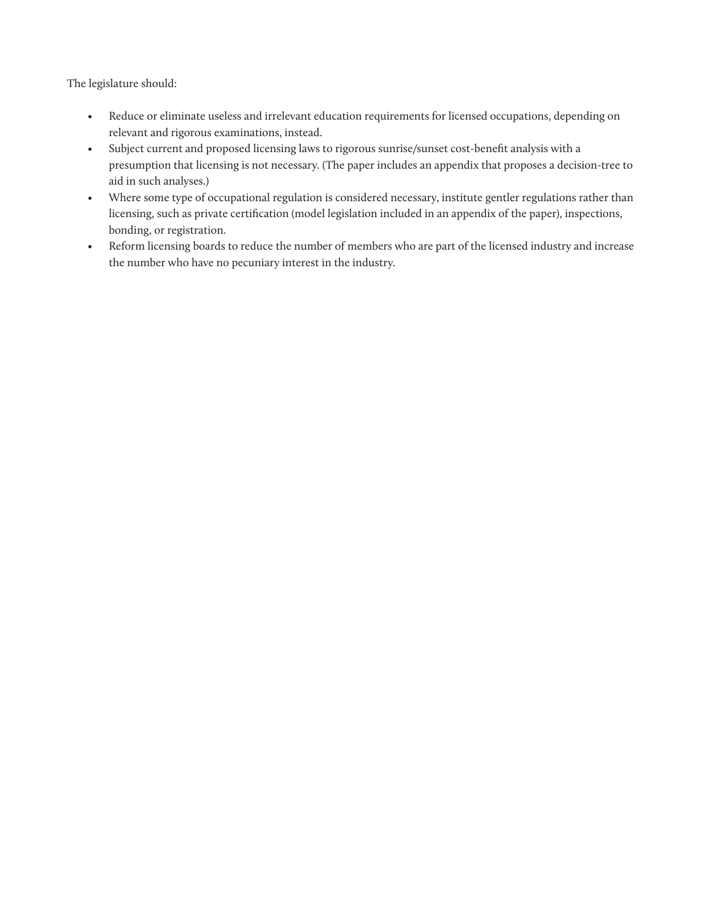The legislature should:

- Reduce or eliminate useless and irrelevant education requirements for licensed occupations, depending on relevant and rigorous examinations, instead.
- Subject current and proposed licensing laws to rigorous sunrise/sunset cost-benefit analysis with a presumption that licensing is not necessary. (The paper includes an appendix that proposes a decision-tree to aid in such analyses.)
- Where some type of occupational regulation is considered necessary, institute gentler regulations rather than licensing, such as private certification (model legislation included in an appendix of the paper), inspections, bonding, or registration.
- Reform licensing boards to reduce the number of members who are part of the licensed industry and increase the number who have no pecuniary interest in the industry.